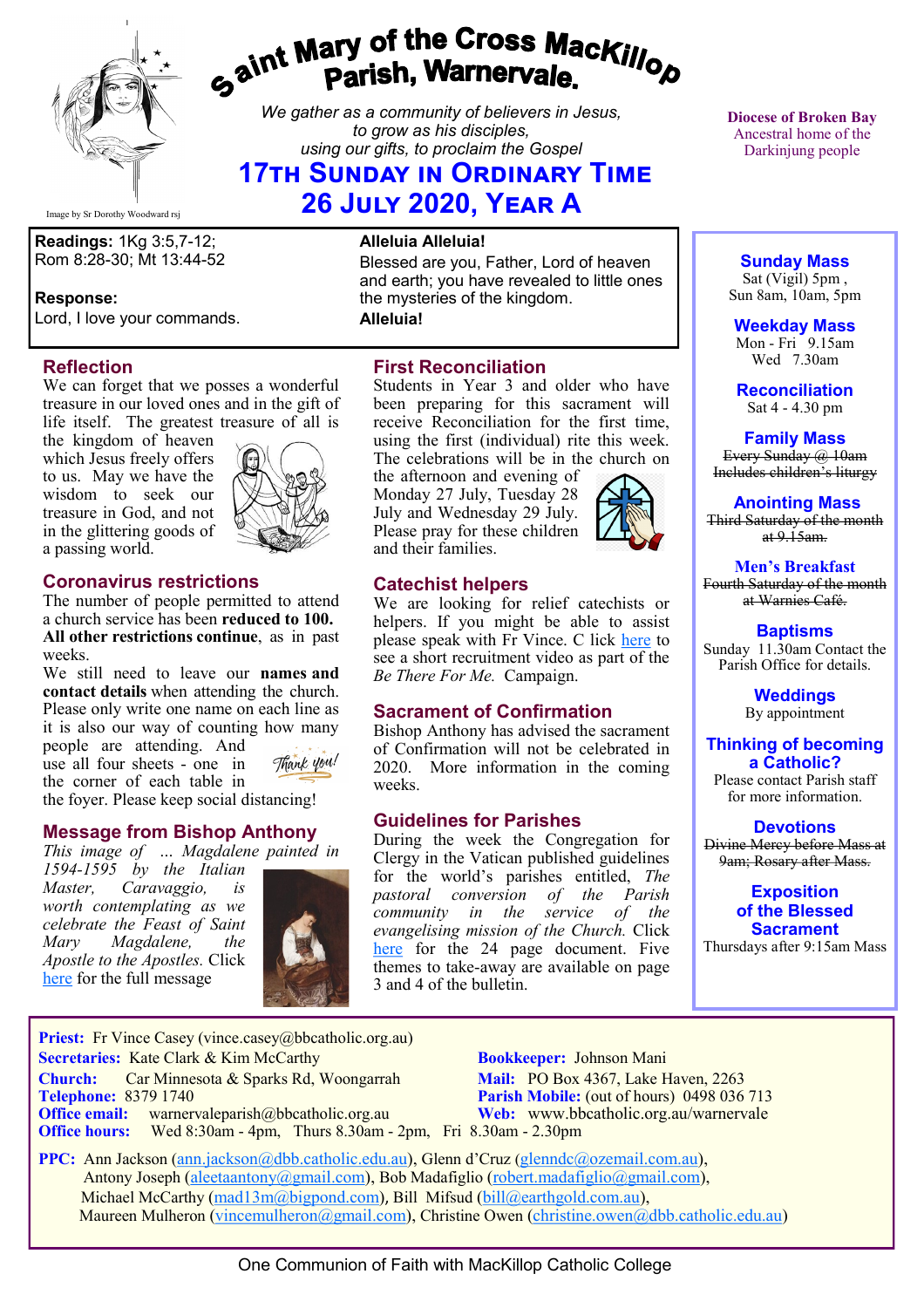# Saint Mary of the Cross MacKillop Parish, Warnervale.

*We gather as a community of believers in Jesus, to grow as his disciples, using our gifts, to proclaim the Gospel*

## 17th Sunday in Ordinary Time
## 26 July 2020, Year A

Image by Sr Dorothy Woodward rsj

Diocese of Broken Bay
Ancestral home of the Darkinjung people

**Readings:** 1Kg 3:5,7-12; Rom 8:28-30; Mt 13:44-52

**Response:**
Lord, I love your commands.

**Alleluia Alleluia!**
Blessed are you, Father, Lord of heaven and earth; you have revealed to little ones the mysteries of the kingdom.
**Alleluia!**

### Reflection

We can forget that we posses a wonderful treasure in our loved ones and in the gift of life itself. The greatest treasure of all is the kingdom of heaven which Jesus freely offers to us. May we have the wisdom to seek our treasure in God, and not in the glittering goods of a passing world.

### Coronavirus restrictions

The number of people permitted to attend a church service has been **reduced to 100. All other restrictions continue**, as in past weeks.

We still need to leave our **names and contact details** when attending the church. Please only write one name on each line as it is also our way of counting how many people are attending. And use all four sheets - one in the corner of each table in the foyer. Please keep social distancing!

Thank you!

### Message from Bishop Anthony

*This image of ... Magdalene painted in 1594-1595 by the Italian Master, Caravaggio, is worth contemplating as we celebrate the Feast of Saint Mary Magdalene, the Apostle to the Apostles.* Click here for the full message

### First Reconciliation

Students in Year 3 and older who have been preparing for this sacrament will receive Reconciliation for the first time, using the first (individual) rite this week. The celebrations will be in the church on the afternoon and evening of Monday 27 July, Tuesday 28 July and Wednesday 29 July. Please pray for these children and their families.

### Catechist helpers

We are looking for relief catechists or helpers. If you might be able to assist please speak with Fr Vince. C lick here to see a short recruitment video as part of the *Be There For Me.* Campaign.

### Sacrament of Confirmation

Bishop Anthony has advised the sacrament of Confirmation will not be celebrated in 2020. More information in the coming weeks.

### Guidelines for Parishes

During the week the Congregation for Clergy in the Vatican published guidelines for the world's parishes entitled, *The pastoral conversion of the Parish community in the service of the evangelising mission of the Church.* Click here for the 24 page document. Five themes to take-away are available on page 3 and 4 of the bulletin.

**Sunday Mass**
Sat (Vigil) 5pm ,
Sun 8am, 10am, 5pm

**Weekday Mass**
Mon - Fri 9.15am
Wed 7.30am

**Reconciliation**
Sat 4 - 4.30 pm

**Family Mass**
~~Every Sunday @ 10am~~
~~Includes children's liturgy~~

**Anointing Mass**
~~Third Saturday of the month at 9.15am.~~

**Men's Breakfast**
~~Fourth Saturday of the month at Warnies Café.~~

**Baptisms**
Sunday 11.30am Contact the Parish Office for details.

**Weddings**
By appointment

**Thinking of becoming a Catholic?**
Please contact Parish staff for more information.

**Devotions**
~~Divine Mercy before Mass at 9am; Rosary after Mass.~~

**Exposition of the Blessed Sacrament**
Thursdays after 9:15am Mass

**Priest:** Fr Vince Casey (vince.casey@bbcatholic.org.au)
**Secretaries:** Kate Clark & Kim McCarthy
**Bookkeeper:** Johnson Mani
**Church:** Car Minnesota & Sparks Rd, Woongarrah
**Mail:** PO Box 4367, Lake Haven, 2263
**Telephone:** 8379 1740
**Parish Mobile:** (out of hours) 0498 036 713
**Office email:** warnervaleparish@bbcatholic.org.au
**Web:** www.bbcatholic.org.au/warnervale
**Office hours:** Wed 8:30am - 4pm, Thurs 8.30am - 2pm, Fri 8.30am - 2.30pm

**PPC:** Ann Jackson (ann.jackson@dbb.catholic.edu.au), Glenn d'Cruz (glenndc@ozemail.com.au), Antony Joseph (aleetaantony@gmail.com), Bob Madafiglio (robert.madafiglio@gmail.com), Michael McCarthy (mad13m@bigpond.com), Bill Mifsud (bill@earthgold.com.au), Maureen Mulheron (vincemulheron@gmail.com), Christine Owen (christine.owen@dbb.catholic.edu.au)

One Communion of Faith with MacKillop Catholic College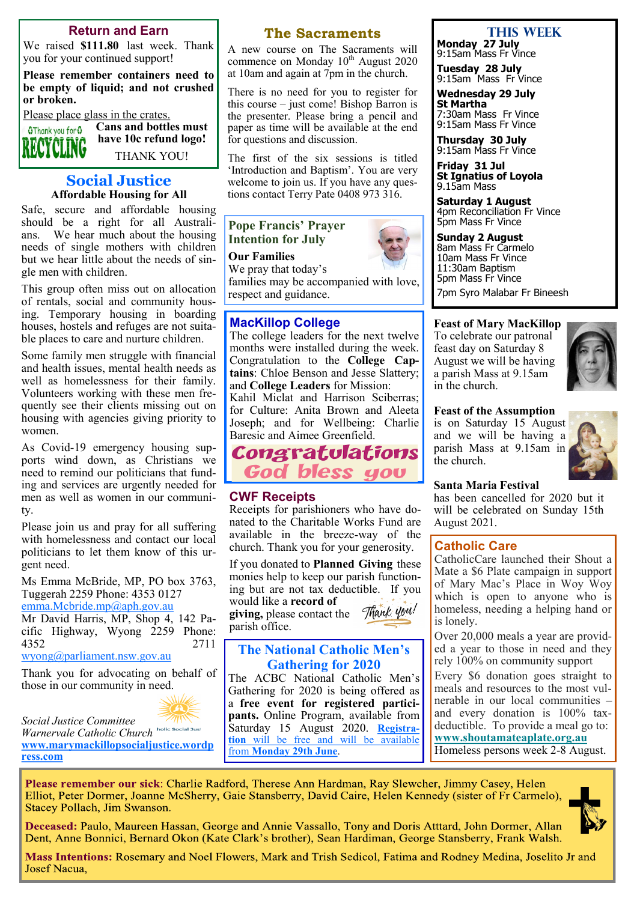## Return and Earn

We raised **$111.80** last week. Thank you for your continued support!

**Please remember containers need to be empty of liquid; and not crushed or broken.**

Please place glass in the crates.

**Cans and bottles must have 10c refund logo!**

THANK YOU!

## Social Justice

**Affordable Housing for All**

Safe, secure and affordable housing should be a right for all Australians. We hear much about the housing needs of single mothers with children but we hear little about the needs of single men with children.

This group often miss out on allocation of rentals, social and community housing. Temporary housing in boarding houses, hostels and refuges are not suitable places to care and nurture children.

Some family men struggle with financial and health issues, mental health needs as well as homelessness for their family. Volunteers working with these men frequently see their clients missing out on housing with agencies giving priority to women.

As Covid-19 emergency housing supports wind down, as Christians we need to remind our politicians that funding and services are urgently needed for men as well as women in our community.

Please join us and pray for all suffering with homelessness and contact our local politicians to let them know of this urgent need.

Ms Emma McBride, MP, PO box 3763, Tuggerah 2259 Phone: 4353 0127
emma.Mcbride.mp@aph.gov.au
Mr David Harris, MP, Shop 4, 142 Pacific Highway, Wyong 2259 Phone: 4352 2711
wyong@parliament.nsw.gov.au

Thank you for advocating on behalf of those in our community in need.

*Social Justice Committee*
*Warnervale Catholic Church*
**www.marymackillopsocialjustice.wordpress.com**

## The Sacraments

A new course on The Sacraments will commence on Monday 10th August 2020 at 10am and again at 7pm in the church.

There is no need for you to register for this course – just come! Bishop Barron is the presenter. Please bring a pencil and paper as time will be available at the end for questions and discussion.

The first of the six sessions is titled 'Introduction and Baptism'. You are very welcome to join us. If you have any questions contact Terry Pate 0408 973 316.

## Pope Francis' Prayer Intention for July

**Our Families**
We pray that today's families may be accompanied with love, respect and guidance.

## MacKillop College

The college leaders for the next twelve months were installed during the week. Congratulation to the **College Captains**: Chloe Benson and Jesse Slattery; and **College Leaders** for Mission: Kahil Miclat and Harrison Sciberras; for Culture: Anita Brown and Aleeta Joseph; and for Wellbeing: Charlie Baresic and Aimee Greenfield.

**Congratulations**
**God bless you**

## CWF Receipts

Receipts for parishioners who have donated to the Charitable Works Fund are available in the breeze-way of the church. Thank you for your generosity.

If you donated to **Planned Giving** these monies help to keep our parish functioning but are not tax deductible. If you would like a **record of giving,** please contact the parish office.

## The National Catholic Men's Gathering for 2020

The ACBC National Catholic Men's Gathering for 2020 is being offered as a **free event for registered participants.** Online Program, available from Saturday 15 August 2020. **Registration** will be free and will be available from **Monday 29th June**.

## THIS WEEK

**Monday 27 July**
9:15am Mass Fr Vince

**Tuesday 28 July**
9:15am Mass Fr Vince

**Wednesday 29 July**
**St Martha**
7:30am Mass Fr Vince
9:15am Mass Fr Vince

**Thursday 30 July**
9:15am Mass Fr Vince

**Friday 31 Jul**
**St Ignatius of Loyola**
9.15am Mass

**Saturday 1 August**
4pm Reconciliation Fr Vince
5pm Mass Fr Vince

**Sunday 2 August**
8am Mass Fr Carmelo
10am Mass Fr Vince
11:30am Baptism
5pm Mass Fr Vince
7pm Syro Malabar Fr Bineesh

**Feast of Mary MacKillop**
To celebrate our patronal feast day on Saturday 8 August we will be having a parish Mass at 9.15am in the church.

**Feast of the Assumption**
is on Saturday 15 August and we will be having a parish Mass at 9.15am in the church.

**Santa Maria Festival**
has been cancelled for 2020 but it will be celebrated on Sunday 15th August 2021.

## Catholic Care

CatholicCare launched their Shout a Mate a $6 Plate campaign in support of Mary Mac's Place in Woy Woy which is open to anyone who is homeless, needing a helping hand or is lonely.

Over 20,000 meals a year are provided a year to those in need and they rely 100% on community support

Every $6 donation goes straight to meals and resources to the most vulnerable in our local communities – and every donation is 100% tax-deductible. To provide a meal go to: **www.shoutamateaplate.org.au**
Homeless persons week 2-8 August.

**Please remember our sick**: Charlie Radford, Therese Ann Hardman, Ray Slewcher, Jimmy Casey, Helen Elliot, Peter Dormer, Joanne McSherry, Gaie Stansberry, David Caire, Helen Kennedy (sister of Fr Carmelo), Stacey Pollach, Jim Swanson.

**Deceased:** Paulo, Maureen Hassan, George and Annie Vassallo, Tony and Doris Atttard, John Dormer, Allan Dent, Anne Bonnici, Bernard Okon (Kate Clark's brother), Sean Hardiman, George Stansberry, Frank Walsh.

**Mass Intentions:** Rosemary and Noel Flowers, Mark and Trish Sedicol, Fatima and Rodney Medina, Joselito Jr and Josef Nacua,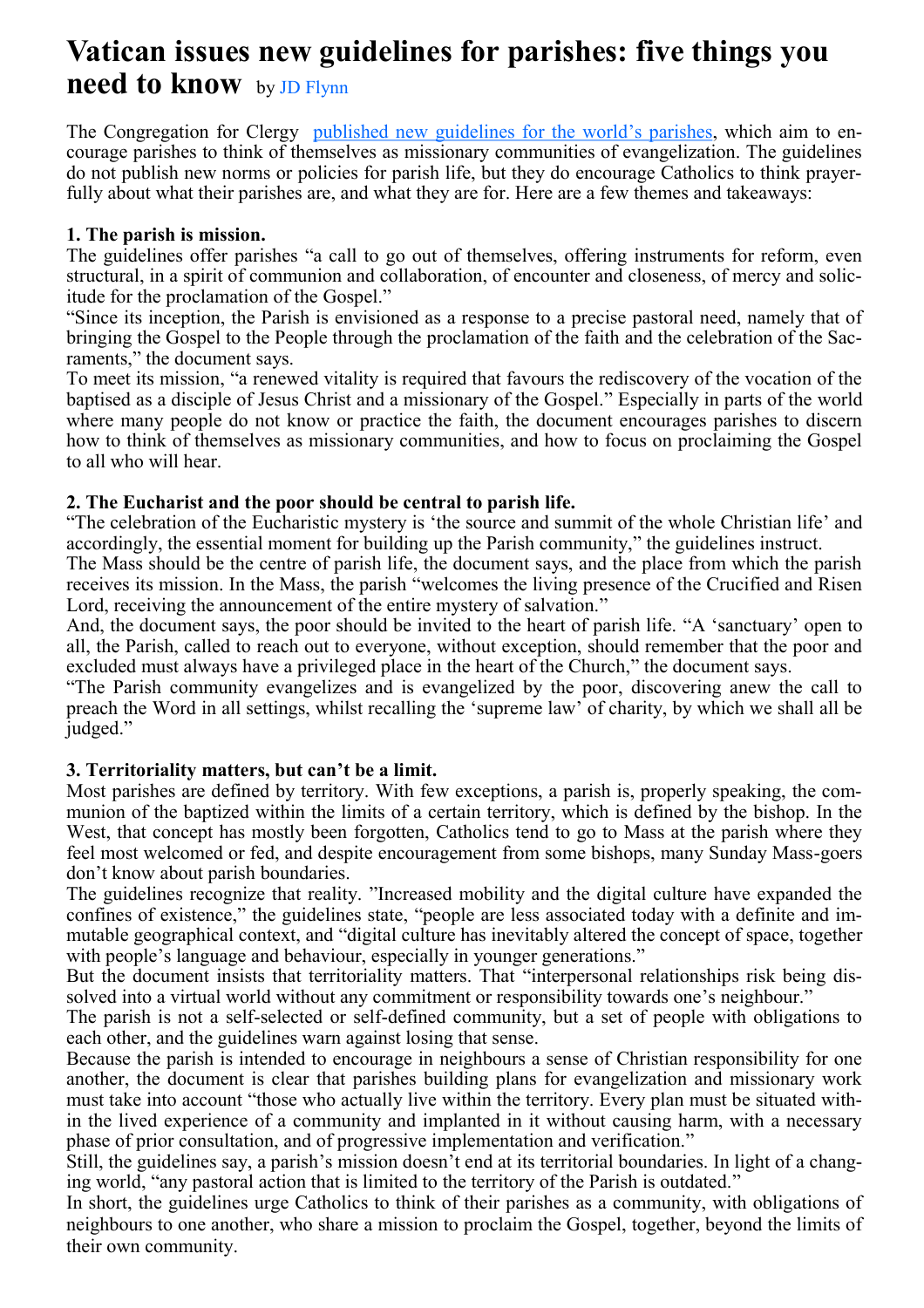# Vatican issues new guidelines for parishes: five things you need to know

by JD Flynn

The Congregation for Clergy [published new guidelines for the world's parishes](), which aim to encourage parishes to think of themselves as missionary communities of evangelization. The guidelines do not publish new norms or policies for parish life, but they do encourage Catholics to think prayerfully about what their parishes are, and what they are for. Here are a few themes and takeaways:

**1. The parish is mission.**

The guidelines offer parishes "a call to go out of themselves, offering instruments for reform, even structural, in a spirit of communion and collaboration, of encounter and closeness, of mercy and solicitude for the proclamation of the Gospel."

"Since its inception, the Parish is envisioned as a response to a precise pastoral need, namely that of bringing the Gospel to the People through the proclamation of the faith and the celebration of the Sacraments," the document says.

To meet its mission, "a renewed vitality is required that favours the rediscovery of the vocation of the baptised as a disciple of Jesus Christ and a missionary of the Gospel." Especially in parts of the world where many people do not know or practice the faith, the document encourages parishes to discern how to think of themselves as missionary communities, and how to focus on proclaiming the Gospel to all who will hear.

**2. The Eucharist and the poor should be central to parish life.**

"The celebration of the Eucharistic mystery is 'the source and summit of the whole Christian life' and accordingly, the essential moment for building up the Parish community," the guidelines instruct.

The Mass should be the centre of parish life, the document says, and the place from which the parish receives its mission. In the Mass, the parish "welcomes the living presence of the Crucified and Risen Lord, receiving the announcement of the entire mystery of salvation."

And, the document says, the poor should be invited to the heart of parish life. "A 'sanctuary' open to all, the Parish, called to reach out to everyone, without exception, should remember that the poor and excluded must always have a privileged place in the heart of the Church," the document says.

"The Parish community evangelizes and is evangelized by the poor, discovering anew the call to preach the Word in all settings, whilst recalling the 'supreme law' of charity, by which we shall all be judged."

**3. Territoriality matters, but can't be a limit.**

Most parishes are defined by territory. With few exceptions, a parish is, properly speaking, the communion of the baptized within the limits of a certain territory, which is defined by the bishop. In the West, that concept has mostly been forgotten, Catholics tend to go to Mass at the parish where they feel most welcomed or fed, and despite encouragement from some bishops, many Sunday Mass-goers don't know about parish boundaries.

The guidelines recognize that reality. "Increased mobility and the digital culture have expanded the confines of existence," the guidelines state, "people are less associated today with a definite and immutable geographical context, and "digital culture has inevitably altered the concept of space, together with people's language and behaviour, especially in younger generations."

But the document insists that territoriality matters. That "interpersonal relationships risk being dissolved into a virtual world without any commitment or responsibility towards one's neighbour."

The parish is not a self-selected or self-defined community, but a set of people with obligations to each other, and the guidelines warn against losing that sense.

Because the parish is intended to encourage in neighbours a sense of Christian responsibility for one another, the document is clear that parishes building plans for evangelization and missionary work must take into account "those who actually live within the territory. Every plan must be situated within the lived experience of a community and implanted in it without causing harm, with a necessary phase of prior consultation, and of progressive implementation and verification."

Still, the guidelines say, a parish's mission doesn't end at its territorial boundaries. In light of a changing world, "any pastoral action that is limited to the territory of the Parish is outdated."

In short, the guidelines urge Catholics to think of their parishes as a community, with obligations of neighbours to one another, who share a mission to proclaim the Gospel, together, beyond the limits of their own community.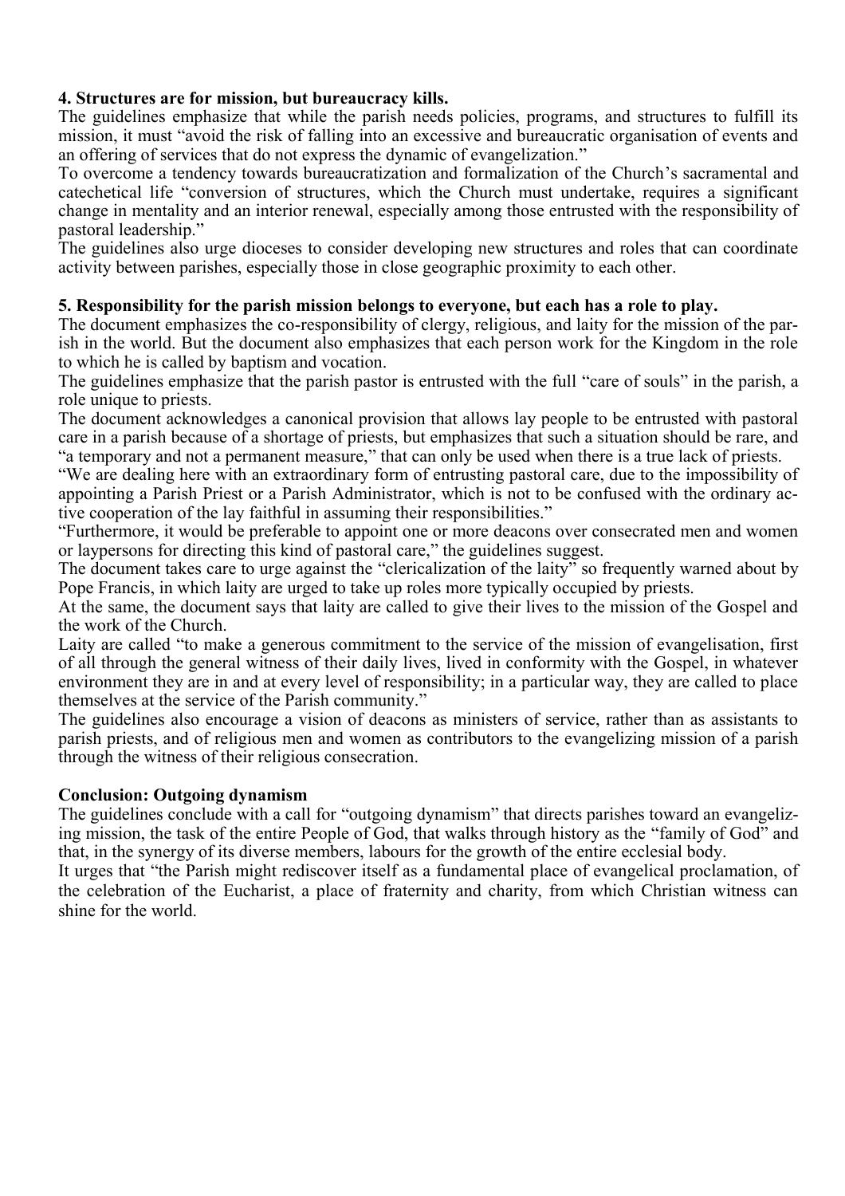**4. Structures are for mission, but bureaucracy kills.**

The guidelines emphasize that while the parish needs policies, programs, and structures to fulfill its mission, it must "avoid the risk of falling into an excessive and bureaucratic organisation of events and an offering of services that do not express the dynamic of evangelization."

To overcome a tendency towards bureaucratization and formalization of the Church's sacramental and catechetical life "conversion of structures, which the Church must undertake, requires a significant change in mentality and an interior renewal, especially among those entrusted with the responsibility of pastoral leadership."

The guidelines also urge dioceses to consider developing new structures and roles that can coordinate activity between parishes, especially those in close geographic proximity to each other.

**5. Responsibility for the parish mission belongs to everyone, but each has a role to play.**

The document emphasizes the co-responsibility of clergy, religious, and laity for the mission of the parish in the world. But the document also emphasizes that each person work for the Kingdom in the role to which he is called by baptism and vocation.

The guidelines emphasize that the parish pastor is entrusted with the full "care of souls" in the parish, a role unique to priests.

The document acknowledges a canonical provision that allows lay people to be entrusted with pastoral care in a parish because of a shortage of priests, but emphasizes that such a situation should be rare, and "a temporary and not a permanent measure," that can only be used when there is a true lack of priests.

"We are dealing here with an extraordinary form of entrusting pastoral care, due to the impossibility of appointing a Parish Priest or a Parish Administrator, which is not to be confused with the ordinary active cooperation of the lay faithful in assuming their responsibilities."

"Furthermore, it would be preferable to appoint one or more deacons over consecrated men and women or laypersons for directing this kind of pastoral care," the guidelines suggest.

The document takes care to urge against the "clericalization of the laity" so frequently warned about by Pope Francis, in which laity are urged to take up roles more typically occupied by priests.

At the same, the document says that laity are called to give their lives to the mission of the Gospel and the work of the Church.

Laity are called "to make a generous commitment to the service of the mission of evangelisation, first of all through the general witness of their daily lives, lived in conformity with the Gospel, in whatever environment they are in and at every level of responsibility; in a particular way, they are called to place themselves at the service of the Parish community."

The guidelines also encourage a vision of deacons as ministers of service, rather than as assistants to parish priests, and of religious men and women as contributors to the evangelizing mission of a parish through the witness of their religious consecration.

**Conclusion: Outgoing dynamism**

The guidelines conclude with a call for "outgoing dynamism" that directs parishes toward an evangelizing mission, the task of the entire People of God, that walks through history as the "family of God" and that, in the synergy of its diverse members, labours for the growth of the entire ecclesial body.

It urges that "the Parish might rediscover itself as a fundamental place of evangelical proclamation, of the celebration of the Eucharist, a place of fraternity and charity, from which Christian witness can shine for the world.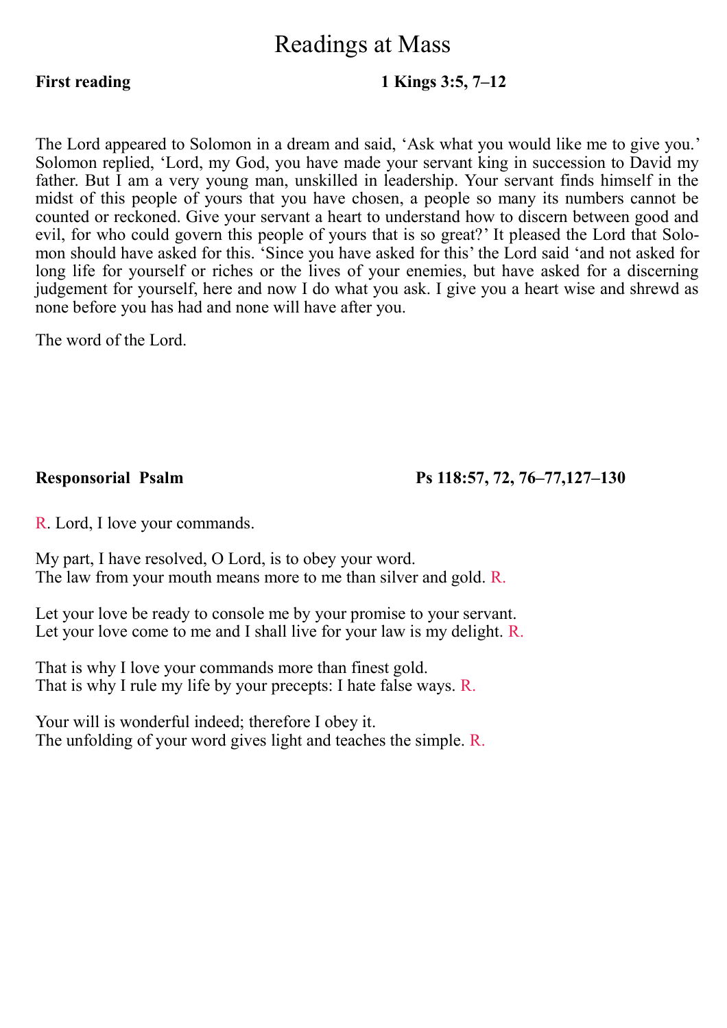# Readings at Mass

**First reading** **1 Kings 3:5, 7–12**

The Lord appeared to Solomon in a dream and said, 'Ask what you would like me to give you.' Solomon replied, 'Lord, my God, you have made your servant king in succession to David my father. But I am a very young man, unskilled in leadership. Your servant finds himself in the midst of this people of yours that you have chosen, a people so many its numbers cannot be counted or reckoned. Give your servant a heart to understand how to discern between good and evil, for who could govern this people of yours that is so great?' It pleased the Lord that Solomon should have asked for this. 'Since you have asked for this' the Lord said 'and not asked for long life for yourself or riches or the lives of your enemies, but have asked for a discerning judgement for yourself, here and now I do what you ask. I give you a heart wise and shrewd as none before you has had and none will have after you.

The word of the Lord.

**Responsorial Psalm** **Ps 118:57, 72, 76–77,127–130**

R. Lord, I love your commands.

My part, I have resolved, O Lord, is to obey your word.
The law from your mouth means more to me than silver and gold. R.

Let your love be ready to console me by your promise to your servant.
Let your love come to me and I shall live for your law is my delight. R.

That is why I love your commands more than finest gold.
That is why I rule my life by your precepts: I hate false ways. R.

Your will is wonderful indeed; therefore I obey it.
The unfolding of your word gives light and teaches the simple. R.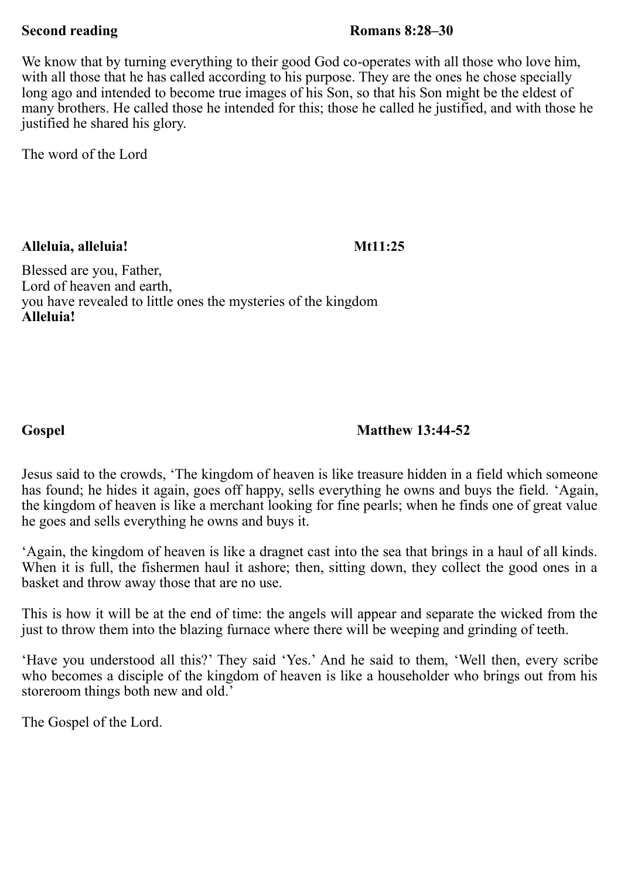**Second reading** **Romans 8:28–30**

We know that by turning everything to their good God co-operates with all those who love him, with all those that he has called according to his purpose. They are the ones he chose specially long ago and intended to become true images of his Son, so that his Son might be the eldest of many brothers. He called those he intended for this; those he called he justified, and with those he justified he shared his glory.

The word of the Lord

**Alleluia, alleluia!** **Mt11:25**

Blessed are you, Father,
Lord of heaven and earth,
you have revealed to little ones the mysteries of the kingdom
**Alleluia!**

**Gospel** **Matthew 13:44-52**

Jesus said to the crowds, 'The kingdom of heaven is like treasure hidden in a field which someone has found; he hides it again, goes off happy, sells everything he owns and buys the field. 'Again, the kingdom of heaven is like a merchant looking for fine pearls; when he finds one of great value he goes and sells everything he owns and buys it.

'Again, the kingdom of heaven is like a dragnet cast into the sea that brings in a haul of all kinds. When it is full, the fishermen haul it ashore; then, sitting down, they collect the good ones in a basket and throw away those that are no use.

This is how it will be at the end of time: the angels will appear and separate the wicked from the just to throw them into the blazing furnace where there will be weeping and grinding of teeth.

'Have you understood all this?' They said 'Yes.' And he said to them, 'Well then, every scribe who becomes a disciple of the kingdom of heaven is like a householder who brings out from his storeroom things both new and old.'

The Gospel of the Lord.